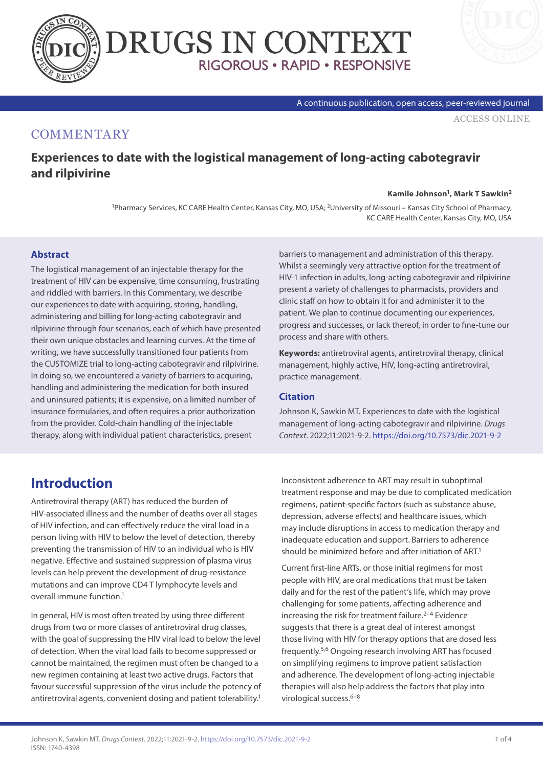COMMENTARY

# Experiences to date with the logistical management of long-acting cabotegravir and rilpivirine

**Kamile Johnson[1], Mark T Sawkin[2]**

[1]Pharmacy Services, KC CARE Health Center, Kansas City, MO, USA; [2]University of Missouri – Kansas City School of Pharmacy, KC CARE Health Center, Kansas City, MO, USA

### Abstract

The logistical management of an injectable therapy for the treatment of HIV can be expensive, time consuming, frustrating and riddled with barriers. In this Commentary, we describe our experiences to date with acquiring, storing, handling, administering and billing for long-acting cabotegravir and rilpivirine through four scenarios, each of which have presented their own unique obstacles and learning curves. At the time of writing, we have successfully transitioned four patients from the CUSTOMIZE trial to long-acting cabotegravir and rilpivirine. In doing so, we encountered a variety of barriers to acquiring, handling and administering the medication for both insured and uninsured patients; it is expensive, on a limited number of insurance formularies, and often requires a prior authorization from the provider. Cold-chain handling of the injectable therapy, along with individual patient characteristics, present barriers to management and administration of this therapy. Whilst a seemingly very attractive option for the treatment of HIV-1 infection in adults, long-acting cabotegravir and rilpivirine present a variety of challenges to pharmacists, providers and clinic staff on how to obtain it for and administer it to the patient. We plan to continue documenting our experiences, progress and successes, or lack thereof, in order to fine-tune our process and share with others.

**Keywords:** antiretroviral agents, antiretroviral therapy, clinical management, highly active, HIV, long-acting antiretroviral, practice management.

### Citation

Johnson K, Sawkin MT. Experiences to date with the logistical management of long-acting cabotegravir and rilpivirine. *Drugs Context*. 2022;11:2021-9-2. https://doi.org/10.7573/dic.2021-9-2

## Introduction

Antiretroviral therapy (ART) has reduced the burden of HIV-associated illness and the number of deaths over all stages of HIV infection, and can effectively reduce the viral load in a person living with HIV to below the level of detection, thereby preventing the transmission of HIV to an individual who is HIV negative. Effective and sustained suppression of plasma virus levels can help prevent the development of drug-resistance mutations and can improve CD4 T lymphocyte levels and overall immune function.[1]

In general, HIV is most often treated by using three different drugs from two or more classes of antiretroviral drug classes, with the goal of suppressing the HIV viral load to below the level of detection. When the viral load fails to become suppressed or cannot be maintained, the regimen must often be changed to a new regimen containing at least two active drugs. Factors that favour successful suppression of the virus include the potency of antiretroviral agents, convenient dosing and patient tolerability.[1]

Inconsistent adherence to ART may result in suboptimal treatment response and may be due to complicated medication regimens, patient-specific factors (such as substance abuse, depression, adverse effects) and healthcare issues, which may include disruptions in access to medication therapy and inadequate education and support. Barriers to adherence should be minimized before and after initiation of ART.[1]

Current first-line ARTs, or those initial regimens for most people with HIV, are oral medications that must be taken daily and for the rest of the patient's life, which may prove challenging for some patients, affecting adherence and increasing the risk for treatment failure.[2–4] Evidence suggests that there is a great deal of interest amongst those living with HIV for therapy options that are dosed less frequently.[5,6] Ongoing research involving ART has focused on simplifying regimens to improve patient satisfaction and adherence. The development of long-acting injectable therapies will also help address the factors that play into virological success.[6–8]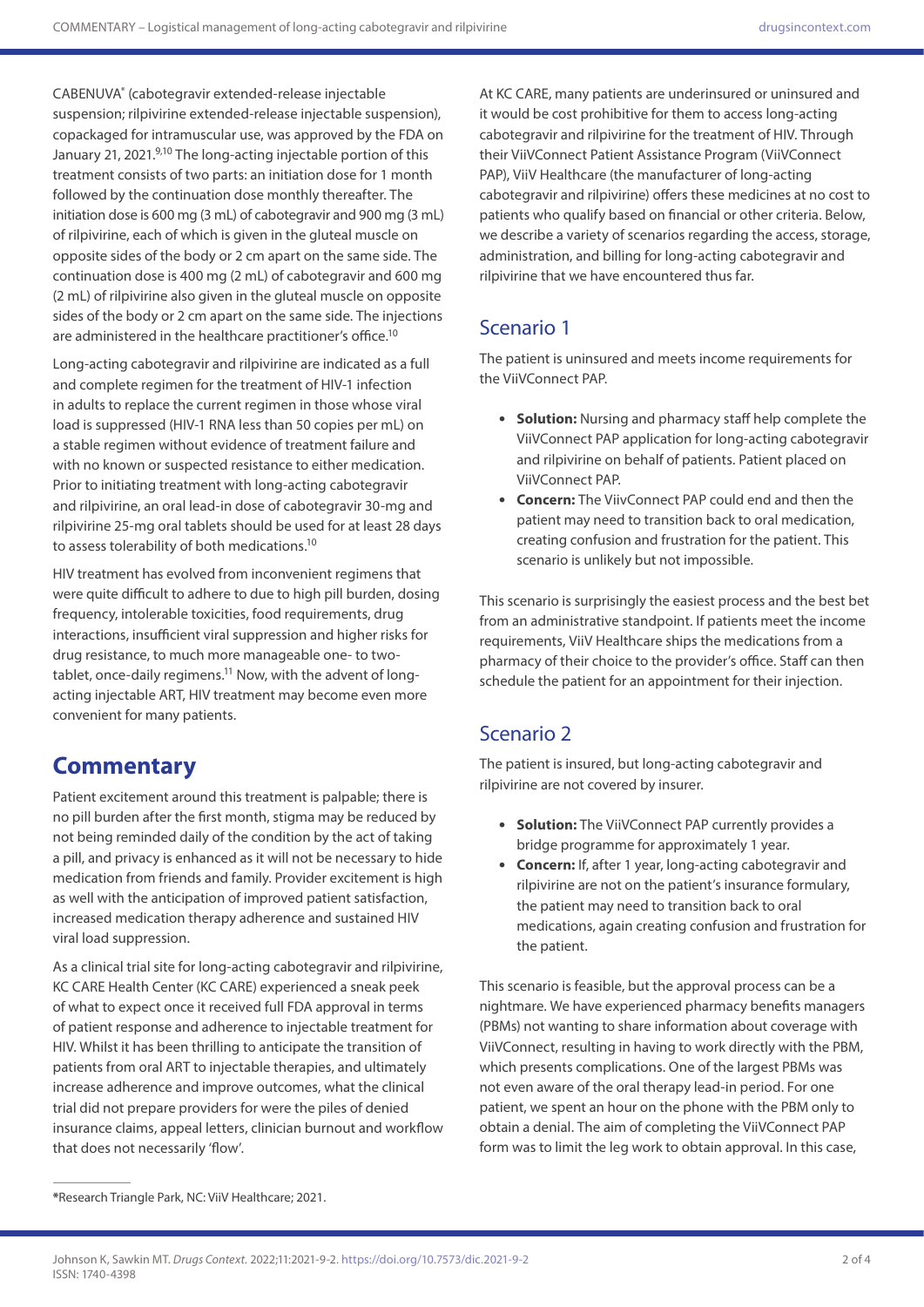CABENUVA® (cabotegravir extended-release injectable suspension; rilpivirine extended-release injectable suspension), copackaged for intramuscular use, was approved by the FDA on January 21, 2021.[9,10] The long-acting injectable portion of this treatment consists of two parts: an initiation dose for 1 month followed by the continuation dose monthly thereafter. The initiation dose is 600 mg (3 mL) of cabotegravir and 900 mg (3 mL) of rilpivirine, each of which is given in the gluteal muscle on opposite sides of the body or 2 cm apart on the same side. The continuation dose is 400 mg (2 mL) of cabotegravir and 600 mg (2 mL) of rilpivirine also given in the gluteal muscle on opposite sides of the body or 2 cm apart on the same side. The injections are administered in the healthcare practitioner's office.[10]

Long-acting cabotegravir and rilpivirine are indicated as a full and complete regimen for the treatment of HIV-1 infection in adults to replace the current regimen in those whose viral load is suppressed (HIV-1 RNA less than 50 copies per mL) on a stable regimen without evidence of treatment failure and with no known or suspected resistance to either medication. Prior to initiating treatment with long-acting cabotegravir and rilpivirine, an oral lead-in dose of cabotegravir 30-mg and rilpivirine 25-mg oral tablets should be used for at least 28 days to assess tolerability of both medications.[10]

HIV treatment has evolved from inconvenient regimens that were quite difficult to adhere to due to high pill burden, dosing frequency, intolerable toxicities, food requirements, drug interactions, insufficient viral suppression and higher risks for drug resistance, to much more manageable one- to two-tablet, once-daily regimens.[11] Now, with the advent of long-acting injectable ART, HIV treatment may become even more convenient for many patients.

## Commentary

Patient excitement around this treatment is palpable; there is no pill burden after the first month, stigma may be reduced by not being reminded daily of the condition by the act of taking a pill, and privacy is enhanced as it will not be necessary to hide medication from friends and family. Provider excitement is high as well with the anticipation of improved patient satisfaction, increased medication therapy adherence and sustained HIV viral load suppression.

As a clinical trial site for long-acting cabotegravir and rilpivirine, KC CARE Health Center (KC CARE) experienced a sneak peek of what to expect once it received full FDA approval in terms of patient response and adherence to injectable treatment for HIV. Whilst it has been thrilling to anticipate the transition of patients from oral ART to injectable therapies, and ultimately increase adherence and improve outcomes, what the clinical trial did not prepare providers for were the piles of denied insurance claims, appeal letters, clinician burnout and workflow that does not necessarily 'flow'.

At KC CARE, many patients are underinsured or uninsured and it would be cost prohibitive for them to access long-acting cabotegravir and rilpivirine for the treatment of HIV. Through their ViiVConnect Patient Assistance Program (ViiVConnect PAP), ViiV Healthcare (the manufacturer of long-acting cabotegravir and rilpivirine) offers these medicines at no cost to patients who qualify based on financial or other criteria. Below, we describe a variety of scenarios regarding the access, storage, administration, and billing for long-acting cabotegravir and rilpivirine that we have encountered thus far.

### Scenario 1

The patient is uninsured and meets income requirements for the ViiVConnect PAP.

- **Solution:** Nursing and pharmacy staff help complete the ViiVConnect PAP application for long-acting cabotegravir and rilpivirine on behalf of patients. Patient placed on ViiVConnect PAP.
- **Concern:** The ViivConnect PAP could end and then the patient may need to transition back to oral medication, creating confusion and frustration for the patient. This scenario is unlikely but not impossible.

This scenario is surprisingly the easiest process and the best bet from an administrative standpoint. If patients meet the income requirements, ViiV Healthcare ships the medications from a pharmacy of their choice to the provider's office. Staff can then schedule the patient for an appointment for their injection.

### Scenario 2

The patient is insured, but long-acting cabotegravir and rilpivirine are not covered by insurer.

- **Solution:** The ViiVConnect PAP currently provides a bridge programme for approximately 1 year.
- **Concern:** If, after 1 year, long-acting cabotegravir and rilpivirine are not on the patient's insurance formulary, the patient may need to transition back to oral medications, again creating confusion and frustration for the patient.

This scenario is feasible, but the approval process can be a nightmare. We have experienced pharmacy benefits managers (PBMs) not wanting to share information about coverage with ViiVConnect, resulting in having to work directly with the PBM, which presents complications. One of the largest PBMs was not even aware of the oral therapy lead-in period. For one patient, we spent an hour on the phone with the PBM only to obtain a denial. The aim of completing the ViiVConnect PAP form was to limit the leg work to obtain approval. In this case,

*Research Triangle Park, NC: ViiV Healthcare; 2021.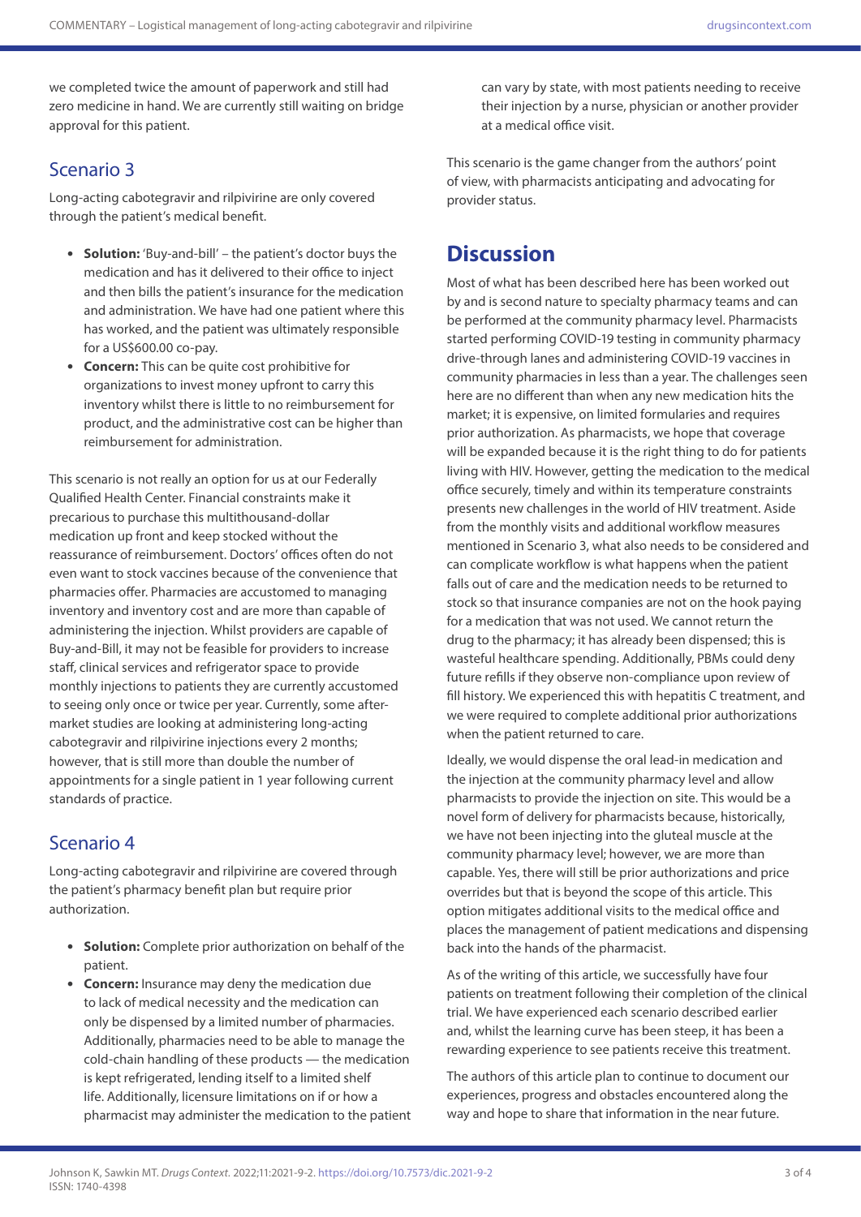we completed twice the amount of paperwork and still had zero medicine in hand. We are currently still waiting on bridge approval for this patient.

## Scenario 3

Long-acting cabotegravir and rilpivirine are only covered through the patient's medical benefit.

- **Solution:** 'Buy-and-bill' – the patient's doctor buys the medication and has it delivered to their office to inject and then bills the patient's insurance for the medication and administration. We have had one patient where this has worked, and the patient was ultimately responsible for a US$600.00 co-pay.
- **Concern:** This can be quite cost prohibitive for organizations to invest money upfront to carry this inventory whilst there is little to no reimbursement for product, and the administrative cost can be higher than reimbursement for administration.

This scenario is not really an option for us at our Federally Qualified Health Center. Financial constraints make it precarious to purchase this multithousand-dollar medication up front and keep stocked without the reassurance of reimbursement. Doctors' offices often do not even want to stock vaccines because of the convenience that pharmacies offer. Pharmacies are accustomed to managing inventory and inventory cost and are more than capable of administering the injection. Whilst providers are capable of Buy-and-Bill, it may not be feasible for providers to increase staff, clinical services and refrigerator space to provide monthly injections to patients they are currently accustomed to seeing only once or twice per year. Currently, some after-market studies are looking at administering long-acting cabotegravir and rilpivirine injections every 2 months; however, that is still more than double the number of appointments for a single patient in 1 year following current standards of practice.

## Scenario 4

Long-acting cabotegravir and rilpivirine are covered through the patient's pharmacy benefit plan but require prior authorization.

- **Solution:** Complete prior authorization on behalf of the patient.
- **Concern:** Insurance may deny the medication due to lack of medical necessity and the medication can only be dispensed by a limited number of pharmacies. Additionally, pharmacies need to be able to manage the cold-chain handling of these products — the medication is kept refrigerated, lending itself to a limited shelf life. Additionally, licensure limitations on if or how a pharmacist may administer the medication to the patient can vary by state, with most patients needing to receive their injection by a nurse, physician or another provider at a medical office visit.

This scenario is the game changer from the authors' point of view, with pharmacists anticipating and advocating for provider status.

# Discussion

Most of what has been described here has been worked out by and is second nature to specialty pharmacy teams and can be performed at the community pharmacy level. Pharmacists started performing COVID-19 testing in community pharmacy drive-through lanes and administering COVID-19 vaccines in community pharmacies in less than a year. The challenges seen here are no different than when any new medication hits the market; it is expensive, on limited formularies and requires prior authorization. As pharmacists, we hope that coverage will be expanded because it is the right thing to do for patients living with HIV. However, getting the medication to the medical office securely, timely and within its temperature constraints presents new challenges in the world of HIV treatment. Aside from the monthly visits and additional workflow measures mentioned in Scenario 3, what also needs to be considered and can complicate workflow is what happens when the patient falls out of care and the medication needs to be returned to stock so that insurance companies are not on the hook paying for a medication that was not used. We cannot return the drug to the pharmacy; it has already been dispensed; this is wasteful healthcare spending. Additionally, PBMs could deny future refills if they observe non-compliance upon review of fill history. We experienced this with hepatitis C treatment, and we were required to complete additional prior authorizations when the patient returned to care.

Ideally, we would dispense the oral lead-in medication and the injection at the community pharmacy level and allow pharmacists to provide the injection on site. This would be a novel form of delivery for pharmacists because, historically, we have not been injecting into the gluteal muscle at the community pharmacy level; however, we are more than capable. Yes, there will still be prior authorizations and price overrides but that is beyond the scope of this article. This option mitigates additional visits to the medical office and places the management of patient medications and dispensing back into the hands of the pharmacist.

As of the writing of this article, we successfully have four patients on treatment following their completion of the clinical trial. We have experienced each scenario described earlier and, whilst the learning curve has been steep, it has been a rewarding experience to see patients receive this treatment.

The authors of this article plan to continue to document our experiences, progress and obstacles encountered along the way and hope to share that information in the near future.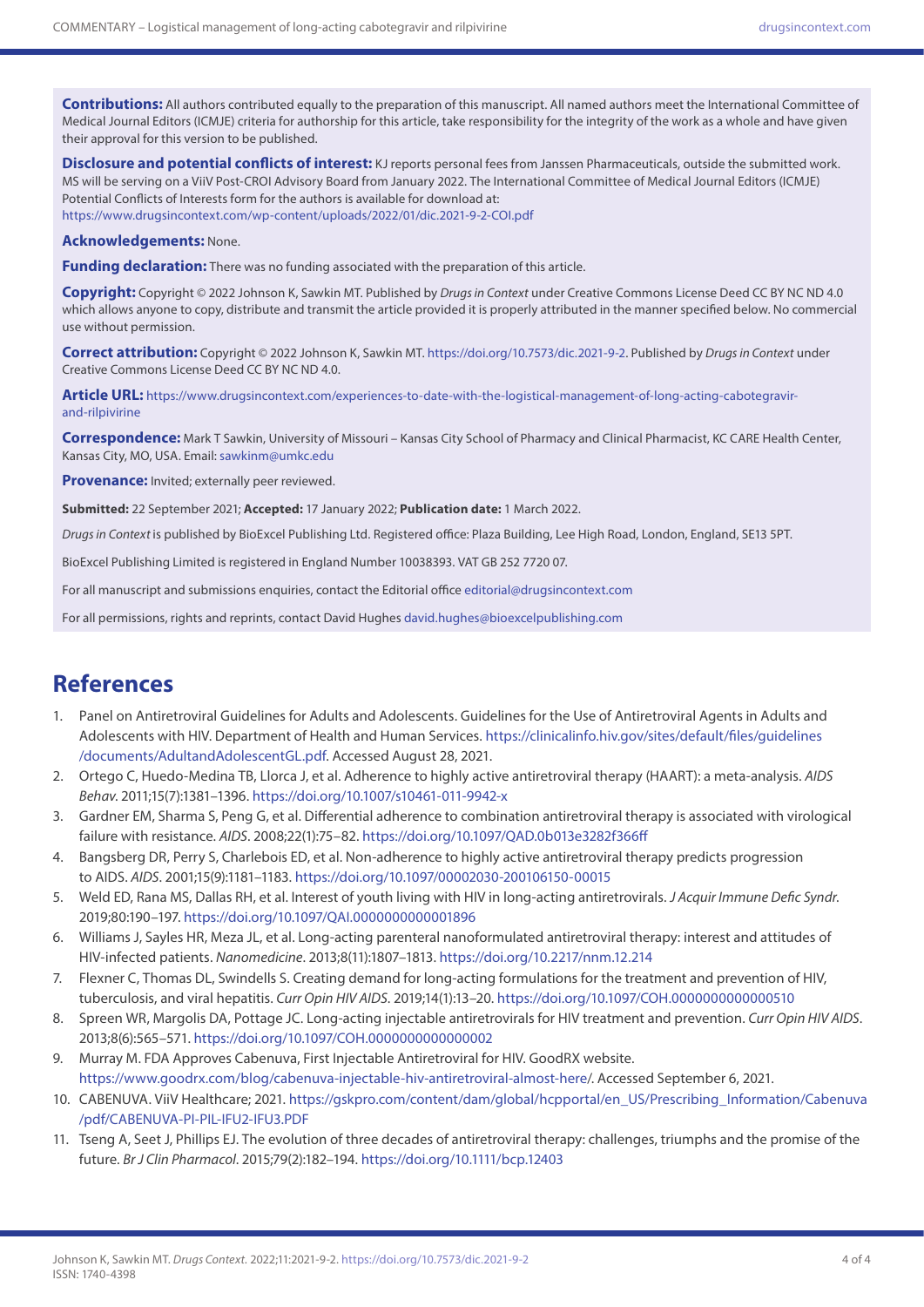**Contributions:** All authors contributed equally to the preparation of this manuscript. All named authors meet the International Committee of Medical Journal Editors (ICMJE) criteria for authorship for this article, take responsibility for the integrity of the work as a whole and have given their approval for this version to be published.

**Disclosure and potential conflicts of interest:** KJ reports personal fees from Janssen Pharmaceuticals, outside the submitted work. MS will be serving on a ViiV Post-CROI Advisory Board from January 2022. The International Committee of Medical Journal Editors (ICMJE) Potential Conflicts of Interests form for the authors is available for download at: https://www.drugsincontext.com/wp-content/uploads/2022/01/dic.2021-9-2-COI.pdf

**Acknowledgements:** None.

**Funding declaration:** There was no funding associated with the preparation of this article.

**Copyright:** Copyright © 2022 Johnson K, Sawkin MT. Published by *Drugs in Context* under Creative Commons License Deed CC BY NC ND 4.0 which allows anyone to copy, distribute and transmit the article provided it is properly attributed in the manner specified below. No commercial use without permission.

**Correct attribution:** Copyright © 2022 Johnson K, Sawkin MT. https://doi.org/10.7573/dic.2021-9-2. Published by *Drugs in Context* under Creative Commons License Deed CC BY NC ND 4.0.

**Article URL:** https://www.drugsincontext.com/experiences-to-date-with-the-logistical-management-of-long-acting-cabotegravir-and-rilpivirine

**Correspondence:** Mark T Sawkin, University of Missouri – Kansas City School of Pharmacy and Clinical Pharmacist, KC CARE Health Center, Kansas City, MO, USA. Email: sawkinm@umkc.edu

**Provenance:** Invited; externally peer reviewed.

**Submitted:** 22 September 2021; **Accepted:** 17 January 2022; **Publication date:** 1 March 2022.

*Drugs in Context* is published by BioExcel Publishing Ltd. Registered office: Plaza Building, Lee High Road, London, England, SE13 5PT.

BioExcel Publishing Limited is registered in England Number 10038393. VAT GB 252 7720 07.

For all manuscript and submissions enquiries, contact the Editorial office editorial@drugsincontext.com

For all permissions, rights and reprints, contact David Hughes david.hughes@bioexcelpublishing.com

# References

1. Panel on Antiretroviral Guidelines for Adults and Adolescents. Guidelines for the Use of Antiretroviral Agents in Adults and Adolescents with HIV. Department of Health and Human Services. https://clinicalinfo.hiv.gov/sites/default/files/guidelines/documents/AdultandAdolescentGL.pdf. Accessed August 28, 2021.
2. Ortego C, Huedo-Medina TB, Llorca J, et al. Adherence to highly active antiretroviral therapy (HAART): a meta-analysis. *AIDS Behav.* 2011;15(7):1381–1396. https://doi.org/10.1007/s10461-011-9942-x
3. Gardner EM, Sharma S, Peng G, et al. Differential adherence to combination antiretroviral therapy is associated with virological failure with resistance. *AIDS*. 2008;22(1):75–82. https://doi.org/10.1097/QAD.0b013e3282f366ff
4. Bangsberg DR, Perry S, Charlebois ED, et al. Non-adherence to highly active antiretroviral therapy predicts progression to AIDS. *AIDS*. 2001;15(9):1181–1183. https://doi.org/10.1097/00002030-200106150-00015
5. Weld ED, Rana MS, Dallas RH, et al. Interest of youth living with HIV in long-acting antiretrovirals. *J Acquir Immune Defic Syndr.* 2019;80:190–197. https://doi.org/10.1097/QAI.0000000000001896
6. Williams J, Sayles HR, Meza JL, et al. Long-acting parenteral nanoformulated antiretroviral therapy: interest and attitudes of HIV-infected patients. *Nanomedicine*. 2013;8(11):1807–1813. https://doi.org/10.2217/nnm.12.214
7. Flexner C, Thomas DL, Swindells S. Creating demand for long-acting formulations for the treatment and prevention of HIV, tuberculosis, and viral hepatitis. *Curr Opin HIV AIDS*. 2019;14(1):13–20. https://doi.org/10.1097/COH.0000000000000510
8. Spreen WR, Margolis DA, Pottage JC. Long-acting injectable antiretrovirals for HIV treatment and prevention. *Curr Opin HIV AIDS*. 2013;8(6):565–571. https://doi.org/10.1097/COH.0000000000000002
9. Murray M. FDA Approves Cabenuva, First Injectable Antiretroviral for HIV. GoodRX website. https://www.goodrx.com/blog/cabenuva-injectable-hiv-antiretroviral-almost-here/. Accessed September 6, 2021.
10. CABENUVA. ViiV Healthcare; 2021. https://gskpro.com/content/dam/global/hcpportal/en_US/Prescribing_Information/Cabenuva/pdf/CABENUVA-PI-PIL-IFU2-IFU3.PDF
11. Tseng A, Seet J, Phillips EJ. The evolution of three decades of antiretroviral therapy: challenges, triumphs and the promise of the future. *Br J Clin Pharmacol*. 2015;79(2):182–194. https://doi.org/10.1111/bcp.12403